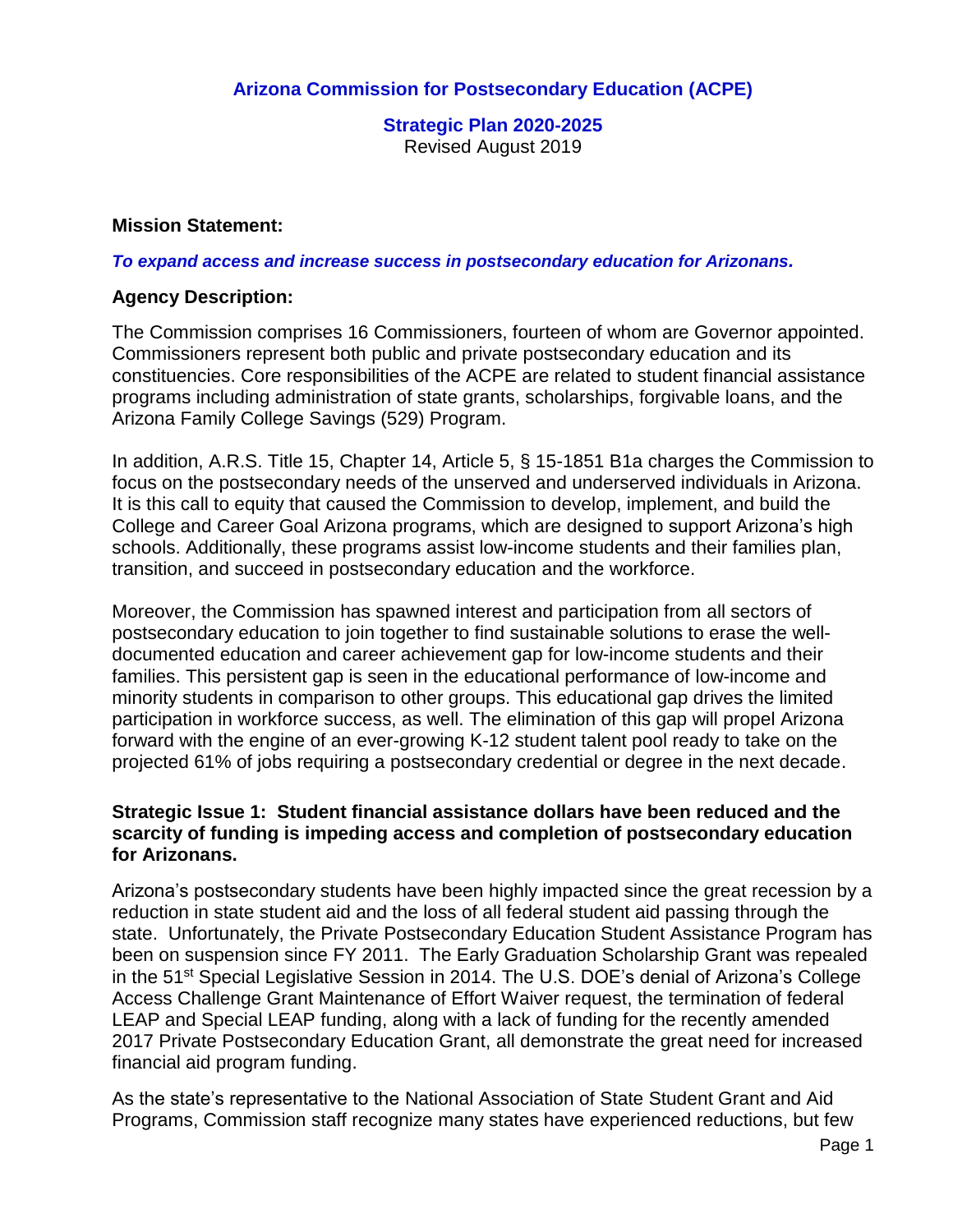# Arizona Commission for Postsecondary Education (ACPE)

## Strategic Plan 2020-2025

Revised August 2019

**Mission Statement:**

***To expand access and increase success in postsecondary education for Arizonans.***

**Agency Description:**

The Commission comprises 16 Commissioners, fourteen of whom are Governor appointed. Commissioners represent both public and private postsecondary education and its constituencies. Core responsibilities of the ACPE are related to student financial assistance programs including administration of state grants, scholarships, forgivable loans, and the Arizona Family College Savings (529) Program.

In addition, A.R.S. Title 15, Chapter 14, Article 5, § 15-1851 B1a charges the Commission to focus on the postsecondary needs of the unserved and underserved individuals in Arizona. It is this call to equity that caused the Commission to develop, implement, and build the College and Career Goal Arizona programs, which are designed to support Arizona's high schools. Additionally, these programs assist low-income students and their families plan, transition, and succeed in postsecondary education and the workforce.

Moreover, the Commission has spawned interest and participation from all sectors of postsecondary education to join together to find sustainable solutions to erase the well-documented education and career achievement gap for low-income students and their families. This persistent gap is seen in the educational performance of low-income and minority students in comparison to other groups. This educational gap drives the limited participation in workforce success, as well. The elimination of this gap will propel Arizona forward with the engine of an ever-growing K-12 student talent pool ready to take on the projected 61% of jobs requiring a postsecondary credential or degree in the next decade.

**Strategic Issue 1: Student financial assistance dollars have been reduced and the scarcity of funding is impeding access and completion of postsecondary education for Arizonans.**

Arizona's postsecondary students have been highly impacted since the great recession by a reduction in state student aid and the loss of all federal student aid passing through the state. Unfortunately, the Private Postsecondary Education Student Assistance Program has been on suspension since FY 2011. The Early Graduation Scholarship Grant was repealed in the 51st Special Legislative Session in 2014. The U.S. DOE's denial of Arizona's College Access Challenge Grant Maintenance of Effort Waiver request, the termination of federal LEAP and Special LEAP funding, along with a lack of funding for the recently amended 2017 Private Postsecondary Education Grant, all demonstrate the great need for increased financial aid program funding.

As the state's representative to the National Association of State Student Grant and Aid Programs, Commission staff recognize many states have experienced reductions, but few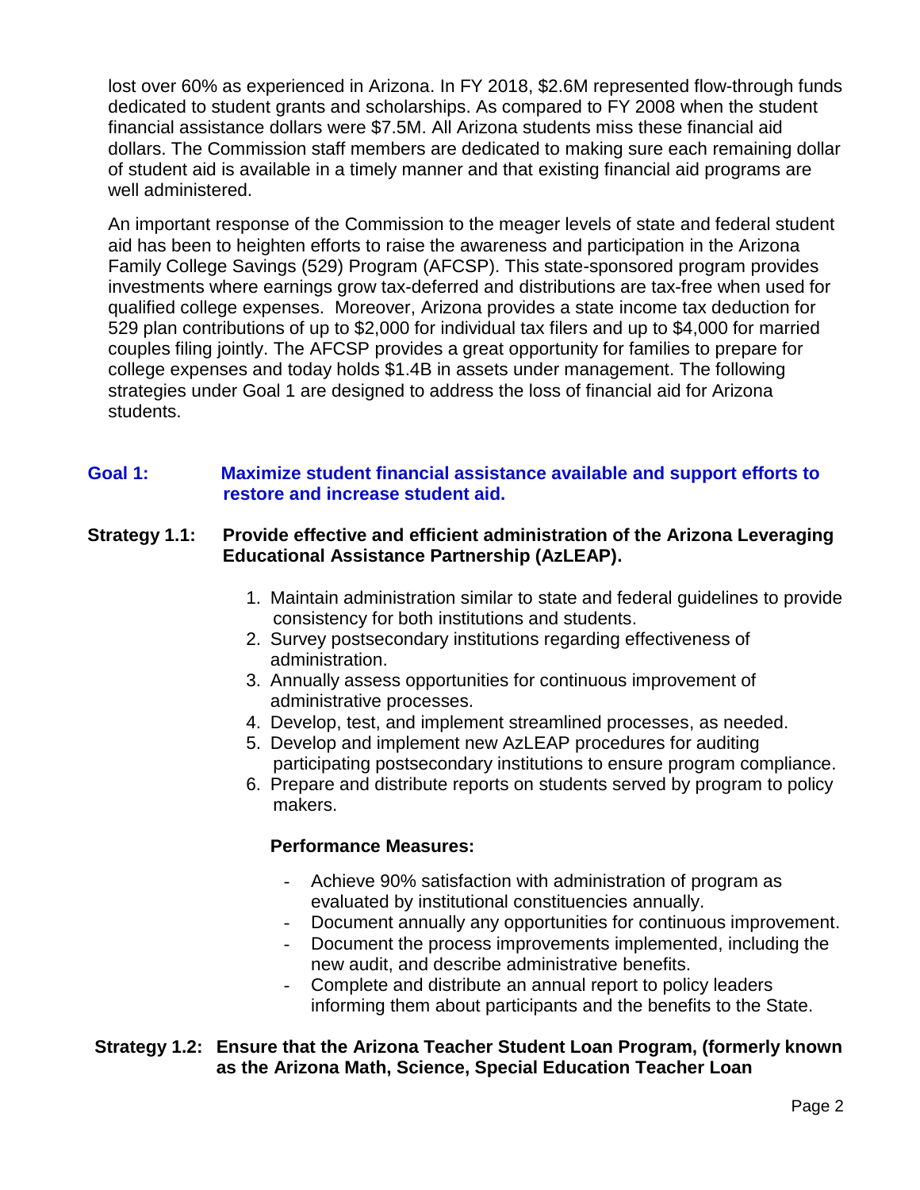lost over 60% as experienced in Arizona. In FY 2018, $2.6M represented flow-through funds dedicated to student grants and scholarships. As compared to FY 2008 when the student financial assistance dollars were $7.5M. All Arizona students miss these financial aid dollars. The Commission staff members are dedicated to making sure each remaining dollar of student aid is available in a timely manner and that existing financial aid programs are well administered.

An important response of the Commission to the meager levels of state and federal student aid has been to heighten efforts to raise the awareness and participation in the Arizona Family College Savings (529) Program (AFCSP). This state-sponsored program provides investments where earnings grow tax-deferred and distributions are tax-free when used for qualified college expenses. Moreover, Arizona provides a state income tax deduction for 529 plan contributions of up to $2,000 for individual tax filers and up to $4,000 for married couples filing jointly. The AFCSP provides a great opportunity for families to prepare for college expenses and today holds $1.4B in assets under management. The following strategies under Goal 1 are designed to address the loss of financial aid for Arizona students.

## Goal 1: Maximize student financial assistance available and support efforts to restore and increase student aid.

### Strategy 1.1: Provide effective and efficient administration of the Arizona Leveraging Educational Assistance Partnership (AzLEAP).

1. Maintain administration similar to state and federal guidelines to provide consistency for both institutions and students.
2. Survey postsecondary institutions regarding effectiveness of administration.
3. Annually assess opportunities for continuous improvement of administrative processes.
4. Develop, test, and implement streamlined processes, as needed.
5. Develop and implement new AzLEAP procedures for auditing participating postsecondary institutions to ensure program compliance.
6. Prepare and distribute reports on students served by program to policy makers.

**Performance Measures:**

- Achieve 90% satisfaction with administration of program as evaluated by institutional constituencies annually.
- Document annually any opportunities for continuous improvement.
- Document the process improvements implemented, including the new audit, and describe administrative benefits.
- Complete and distribute an annual report to policy leaders informing them about participants and the benefits to the State.

### Strategy 1.2: Ensure that the Arizona Teacher Student Loan Program, (formerly known as the Arizona Math, Science, Special Education Teacher Loan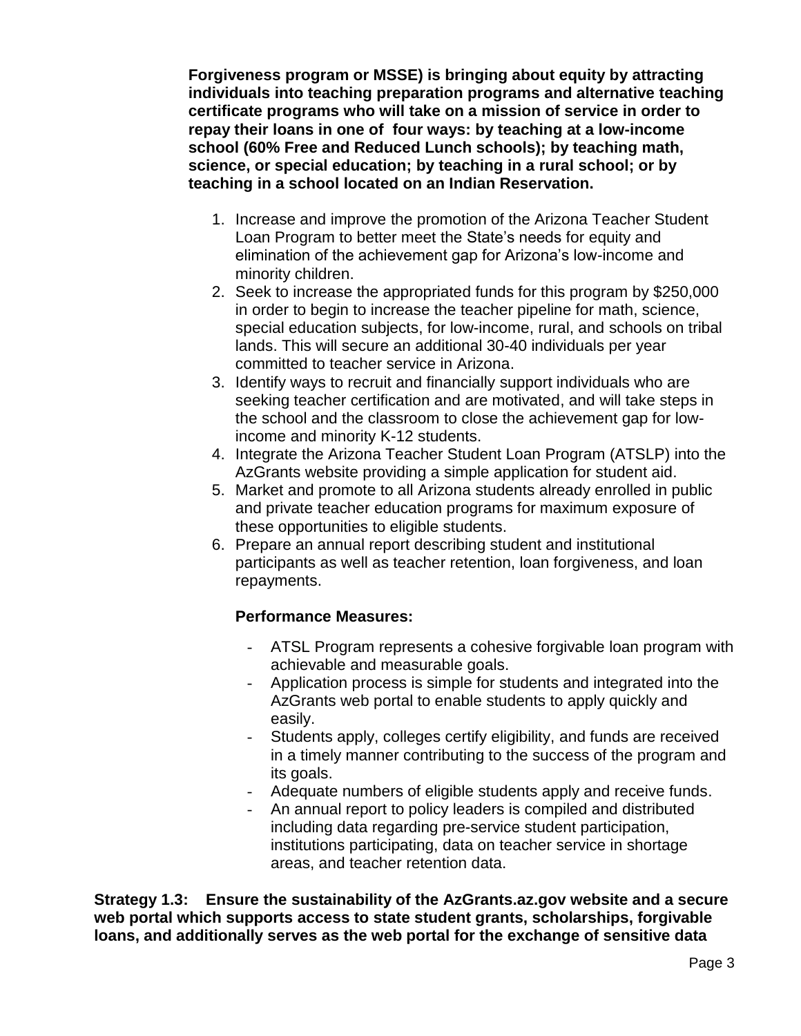**Forgiveness program or MSSE) is bringing about equity by attracting individuals into teaching preparation programs and alternative teaching certificate programs who will take on a mission of service in order to repay their loans in one of four ways: by teaching at a low-income school (60% Free and Reduced Lunch schools); by teaching math, science, or special education; by teaching in a rural school; or by teaching in a school located on an Indian Reservation.**

1. Increase and improve the promotion of the Arizona Teacher Student Loan Program to better meet the State's needs for equity and elimination of the achievement gap for Arizona's low-income and minority children.
2. Seek to increase the appropriated funds for this program by $250,000 in order to begin to increase the teacher pipeline for math, science, special education subjects, for low-income, rural, and schools on tribal lands. This will secure an additional 30-40 individuals per year committed to teacher service in Arizona.
3. Identify ways to recruit and financially support individuals who are seeking teacher certification and are motivated, and will take steps in the school and the classroom to close the achievement gap for low-income and minority K-12 students.
4. Integrate the Arizona Teacher Student Loan Program (ATSLP) into the AzGrants website providing a simple application for student aid.
5. Market and promote to all Arizona students already enrolled in public and private teacher education programs for maximum exposure of these opportunities to eligible students.
6. Prepare an annual report describing student and institutional participants as well as teacher retention, loan forgiveness, and loan repayments.

**Performance Measures:**

- ATSL Program represents a cohesive forgivable loan program with achievable and measurable goals.
- Application process is simple for students and integrated into the AzGrants web portal to enable students to apply quickly and easily.
- Students apply, colleges certify eligibility, and funds are received in a timely manner contributing to the success of the program and its goals.
- Adequate numbers of eligible students apply and receive funds.
- An annual report to policy leaders is compiled and distributed including data regarding pre-service student participation, institutions participating, data on teacher service in shortage areas, and teacher retention data.

**Strategy 1.3: Ensure the sustainability of the AzGrants.az.gov website and a secure web portal which supports access to state student grants, scholarships, forgivable loans, and additionally serves as the web portal for the exchange of sensitive data**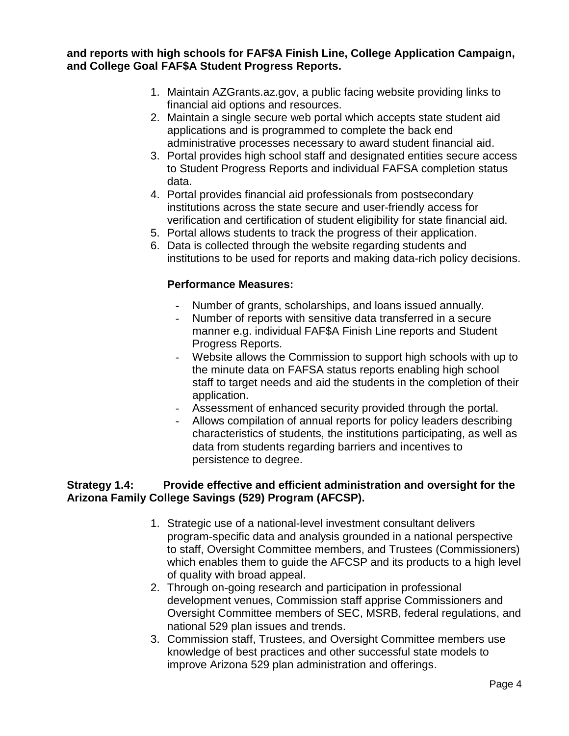**and reports with high schools for FAF$A Finish Line, College Application Campaign, and College Goal FAF$A Student Progress Reports.**

1. Maintain AZGrants.az.gov, a public facing website providing links to financial aid options and resources.
2. Maintain a single secure web portal which accepts state student aid applications and is programmed to complete the back end administrative processes necessary to award student financial aid.
3. Portal provides high school staff and designated entities secure access to Student Progress Reports and individual FAFSA completion status data.
4. Portal provides financial aid professionals from postsecondary institutions across the state secure and user-friendly access for verification and certification of student eligibility for state financial aid.
5. Portal allows students to track the progress of their application.
6. Data is collected through the website regarding students and institutions to be used for reports and making data-rich policy decisions.

**Performance Measures:**

- Number of grants, scholarships, and loans issued annually.
- Number of reports with sensitive data transferred in a secure manner e.g. individual FAF$A Finish Line reports and Student Progress Reports.
- Website allows the Commission to support high schools with up to the minute data on FAFSA status reports enabling high school staff to target needs and aid the students in the completion of their application.
- Assessment of enhanced security provided through the portal.
- Allows compilation of annual reports for policy leaders describing characteristics of students, the institutions participating, as well as data from students regarding barriers and incentives to persistence to degree.

**Strategy 1.4: Provide effective and efficient administration and oversight for the Arizona Family College Savings (529) Program (AFCSP).**

1. Strategic use of a national-level investment consultant delivers program-specific data and analysis grounded in a national perspective to staff, Oversight Committee members, and Trustees (Commissioners) which enables them to guide the AFCSP and its products to a high level of quality with broad appeal.
2. Through on-going research and participation in professional development venues, Commission staff apprise Commissioners and Oversight Committee members of SEC, MSRB, federal regulations, and national 529 plan issues and trends.
3. Commission staff, Trustees, and Oversight Committee members use knowledge of best practices and other successful state models to improve Arizona 529 plan administration and offerings.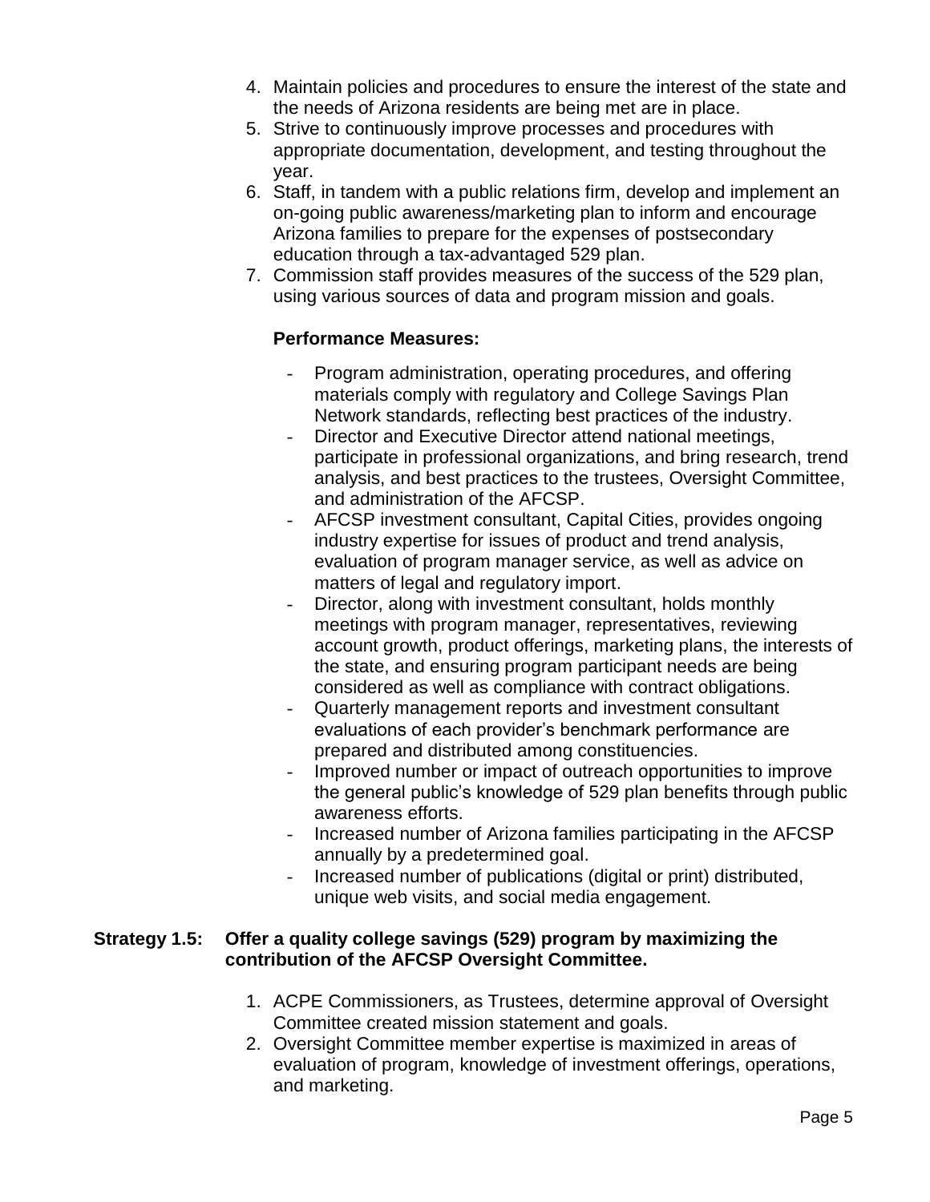4. Maintain policies and procedures to ensure the interest of the state and the needs of Arizona residents are being met are in place.
5. Strive to continuously improve processes and procedures with appropriate documentation, development, and testing throughout the year.
6. Staff, in tandem with a public relations firm, develop and implement an on-going public awareness/marketing plan to inform and encourage Arizona families to prepare for the expenses of postsecondary education through a tax-advantaged 529 plan.
7. Commission staff provides measures of the success of the 529 plan, using various sources of data and program mission and goals.

**Performance Measures:**

- Program administration, operating procedures, and offering materials comply with regulatory and College Savings Plan Network standards, reflecting best practices of the industry.
- Director and Executive Director attend national meetings, participate in professional organizations, and bring research, trend analysis, and best practices to the trustees, Oversight Committee, and administration of the AFCSP.
- AFCSP investment consultant, Capital Cities, provides ongoing industry expertise for issues of product and trend analysis, evaluation of program manager service, as well as advice on matters of legal and regulatory import.
- Director, along with investment consultant, holds monthly meetings with program manager, representatives, reviewing account growth, product offerings, marketing plans, the interests of the state, and ensuring program participant needs are being considered as well as compliance with contract obligations.
- Quarterly management reports and investment consultant evaluations of each provider's benchmark performance are prepared and distributed among constituencies.
- Improved number or impact of outreach opportunities to improve the general public's knowledge of 529 plan benefits through public awareness efforts.
- Increased number of Arizona families participating in the AFCSP annually by a predetermined goal.
- Increased number of publications (digital or print) distributed, unique web visits, and social media engagement.

**Strategy 1.5: Offer a quality college savings (529) program by maximizing the contribution of the AFCSP Oversight Committee.**

1. ACPE Commissioners, as Trustees, determine approval of Oversight Committee created mission statement and goals.
2. Oversight Committee member expertise is maximized in areas of evaluation of program, knowledge of investment offerings, operations, and marketing.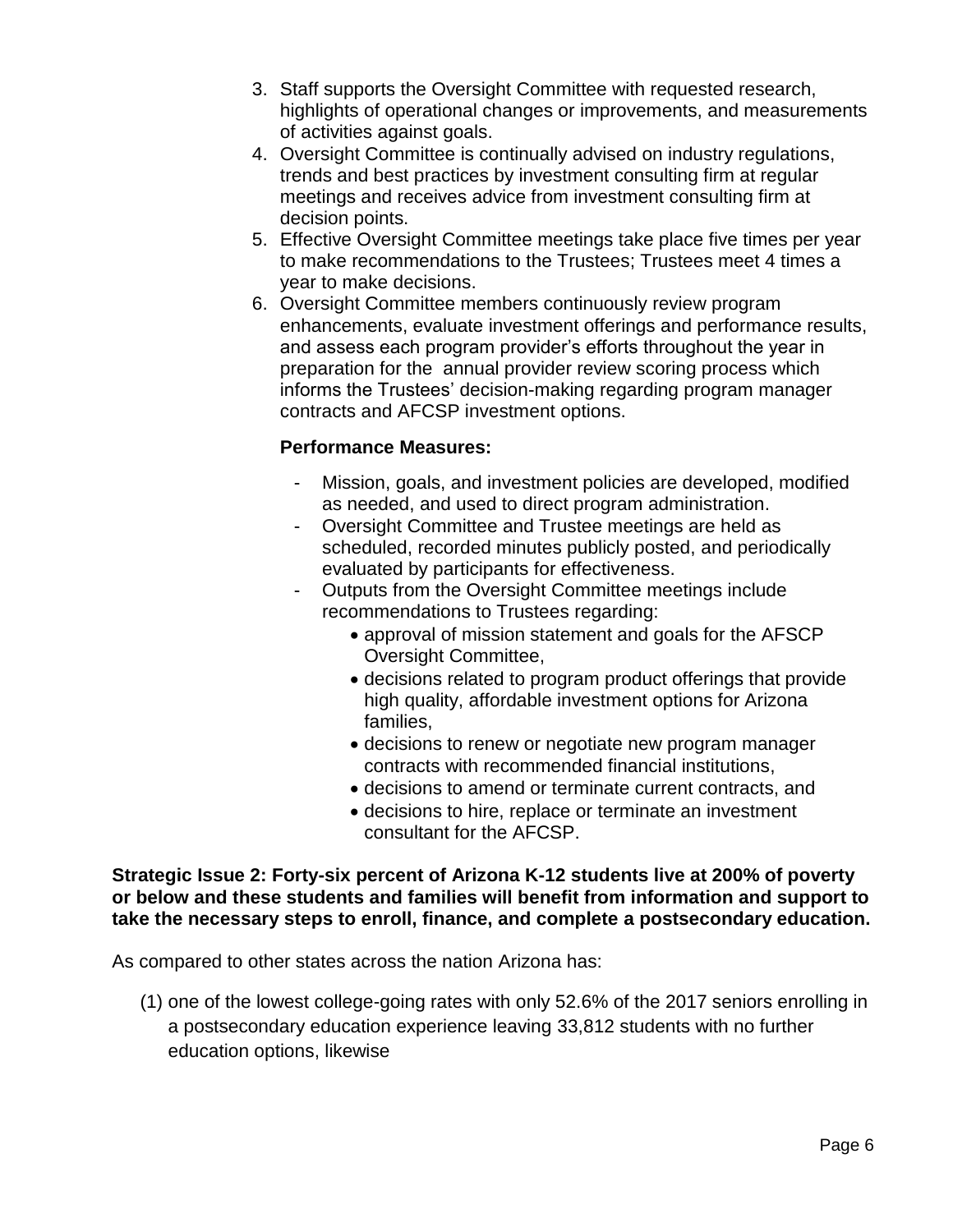3. Staff supports the Oversight Committee with requested research, highlights of operational changes or improvements, and measurements of activities against goals.
4. Oversight Committee is continually advised on industry regulations, trends and best practices by investment consulting firm at regular meetings and receives advice from investment consulting firm at decision points.
5. Effective Oversight Committee meetings take place five times per year to make recommendations to the Trustees; Trustees meet 4 times a year to make decisions.
6. Oversight Committee members continuously review program enhancements, evaluate investment offerings and performance results, and assess each program provider's efforts throughout the year in preparation for the annual provider review scoring process which informs the Trustees' decision-making regarding program manager contracts and AFCSP investment options.

**Performance Measures:**

- Mission, goals, and investment policies are developed, modified as needed, and used to direct program administration.
- Oversight Committee and Trustee meetings are held as scheduled, recorded minutes publicly posted, and periodically evaluated by participants for effectiveness.
- Outputs from the Oversight Committee meetings include recommendations to Trustees regarding:
  - approval of mission statement and goals for the AFSCP Oversight Committee,
  - decisions related to program product offerings that provide high quality, affordable investment options for Arizona families,
  - decisions to renew or negotiate new program manager contracts with recommended financial institutions,
  - decisions to amend or terminate current contracts, and
  - decisions to hire, replace or terminate an investment consultant for the AFCSP.

**Strategic Issue 2: Forty-six percent of Arizona K-12 students live at 200% of poverty or below and these students and families will benefit from information and support to take the necessary steps to enroll, finance, and complete a postsecondary education.**

As compared to other states across the nation Arizona has:

(1) one of the lowest college-going rates with only 52.6% of the 2017 seniors enrolling in a postsecondary education experience leaving 33,812 students with no further education options, likewise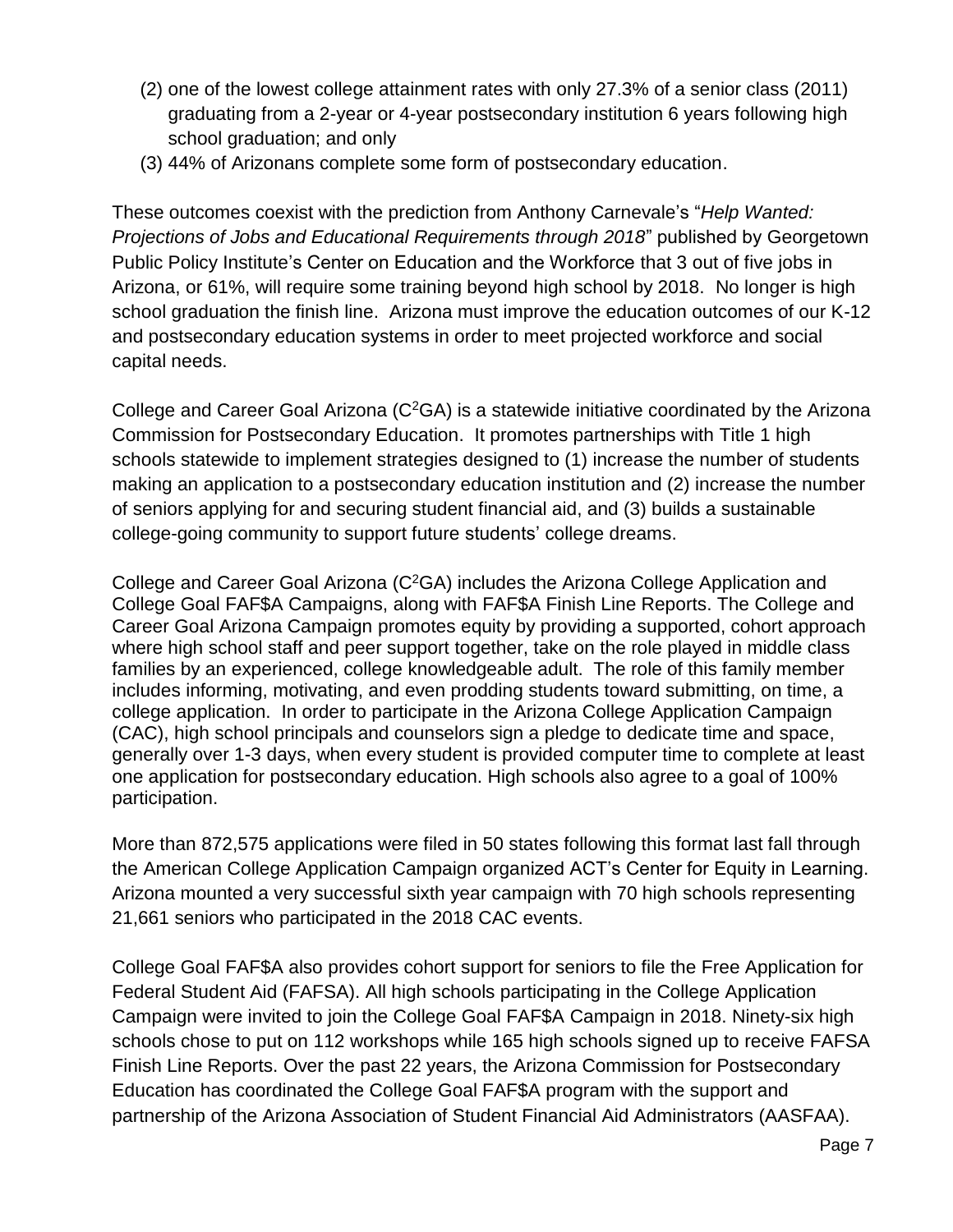(2) one of the lowest college attainment rates with only 27.3% of a senior class (2011) graduating from a 2-year or 4-year postsecondary institution 6 years following high school graduation; and only

(3) 44% of Arizonans complete some form of postsecondary education.

These outcomes coexist with the prediction from Anthony Carnevale's "*Help Wanted: Projections of Jobs and Educational Requirements through 2018*" published by Georgetown Public Policy Institute's Center on Education and the Workforce that 3 out of five jobs in Arizona, or 61%, will require some training beyond high school by 2018. No longer is high school graduation the finish line. Arizona must improve the education outcomes of our K-12 and postsecondary education systems in order to meet projected workforce and social capital needs.

College and Career Goal Arizona ($C^2$GA) is a statewide initiative coordinated by the Arizona Commission for Postsecondary Education. It promotes partnerships with Title 1 high schools statewide to implement strategies designed to (1) increase the number of students making an application to a postsecondary education institution and (2) increase the number of seniors applying for and securing student financial aid, and (3) builds a sustainable college-going community to support future students' college dreams.

College and Career Goal Arizona ($C^2$GA) includes the Arizona College Application and College Goal FAF$A Campaigns, along with FAF$A Finish Line Reports. The College and Career Goal Arizona Campaign promotes equity by providing a supported, cohort approach where high school staff and peer support together, take on the role played in middle class families by an experienced, college knowledgeable adult. The role of this family member includes informing, motivating, and even prodding students toward submitting, on time, a college application. In order to participate in the Arizona College Application Campaign (CAC), high school principals and counselors sign a pledge to dedicate time and space, generally over 1-3 days, when every student is provided computer time to complete at least one application for postsecondary education. High schools also agree to a goal of 100% participation.

More than 872,575 applications were filed in 50 states following this format last fall through the American College Application Campaign organized ACT's Center for Equity in Learning. Arizona mounted a very successful sixth year campaign with 70 high schools representing 21,661 seniors who participated in the 2018 CAC events.

College Goal FAF$A also provides cohort support for seniors to file the Free Application for Federal Student Aid (FAFSA). All high schools participating in the College Application Campaign were invited to join the College Goal FAF$A Campaign in 2018. Ninety-six high schools chose to put on 112 workshops while 165 high schools signed up to receive FAFSA Finish Line Reports. Over the past 22 years, the Arizona Commission for Postsecondary Education has coordinated the College Goal FAF$A program with the support and partnership of the Arizona Association of Student Financial Aid Administrators (AASFAA).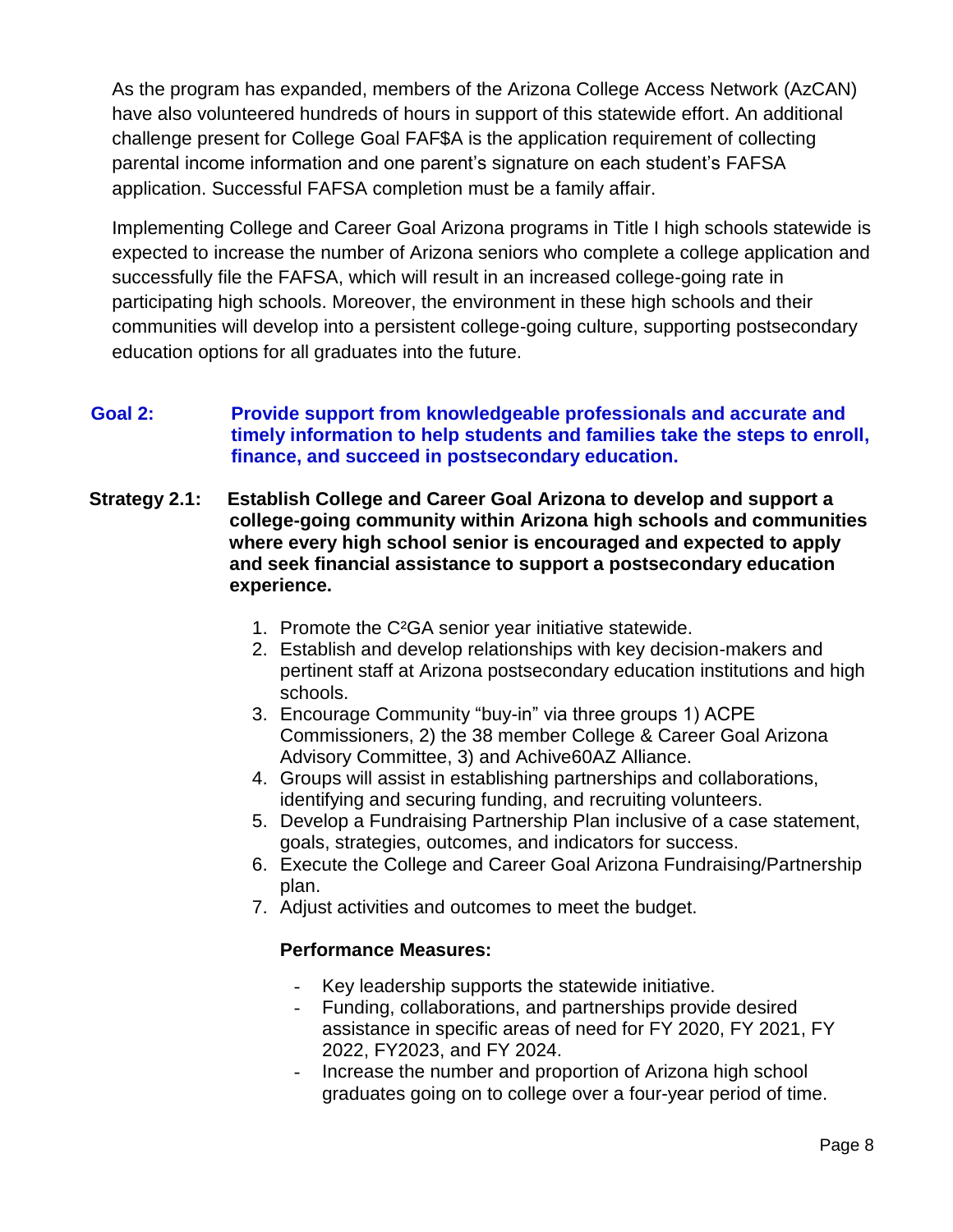As the program has expanded, members of the Arizona College Access Network (AzCAN) have also volunteered hundreds of hours in support of this statewide effort. An additional challenge present for College Goal FAF$A is the application requirement of collecting parental income information and one parent's signature on each student's FAFSA application. Successful FAFSA completion must be a family affair.

Implementing College and Career Goal Arizona programs in Title I high schools statewide is expected to increase the number of Arizona seniors who complete a college application and successfully file the FAFSA, which will result in an increased college-going rate in participating high schools. Moreover, the environment in these high schools and their communities will develop into a persistent college-going culture, supporting postsecondary education options for all graduates into the future.

**Goal 2: Provide support from knowledgeable professionals and accurate and timely information to help students and families take the steps to enroll, finance, and succeed in postsecondary education.**

**Strategy 2.1: Establish College and Career Goal Arizona to develop and support a college-going community within Arizona high schools and communities where every high school senior is encouraged and expected to apply and seek financial assistance to support a postsecondary education experience.**

1. Promote the C²GA senior year initiative statewide.
2. Establish and develop relationships with key decision-makers and pertinent staff at Arizona postsecondary education institutions and high schools.
3. Encourage Community "buy-in" via three groups 1) ACPE Commissioners, 2) the 38 member College & Career Goal Arizona Advisory Committee, 3) and Achive60AZ Alliance.
4. Groups will assist in establishing partnerships and collaborations, identifying and securing funding, and recruiting volunteers.
5. Develop a Fundraising Partnership Plan inclusive of a case statement, goals, strategies, outcomes, and indicators for success.
6. Execute the College and Career Goal Arizona Fundraising/Partnership plan.
7. Adjust activities and outcomes to meet the budget.

**Performance Measures:**

- Key leadership supports the statewide initiative.
- Funding, collaborations, and partnerships provide desired assistance in specific areas of need for FY 2020, FY 2021, FY 2022, FY2023, and FY 2024.
- Increase the number and proportion of Arizona high school graduates going on to college over a four-year period of time.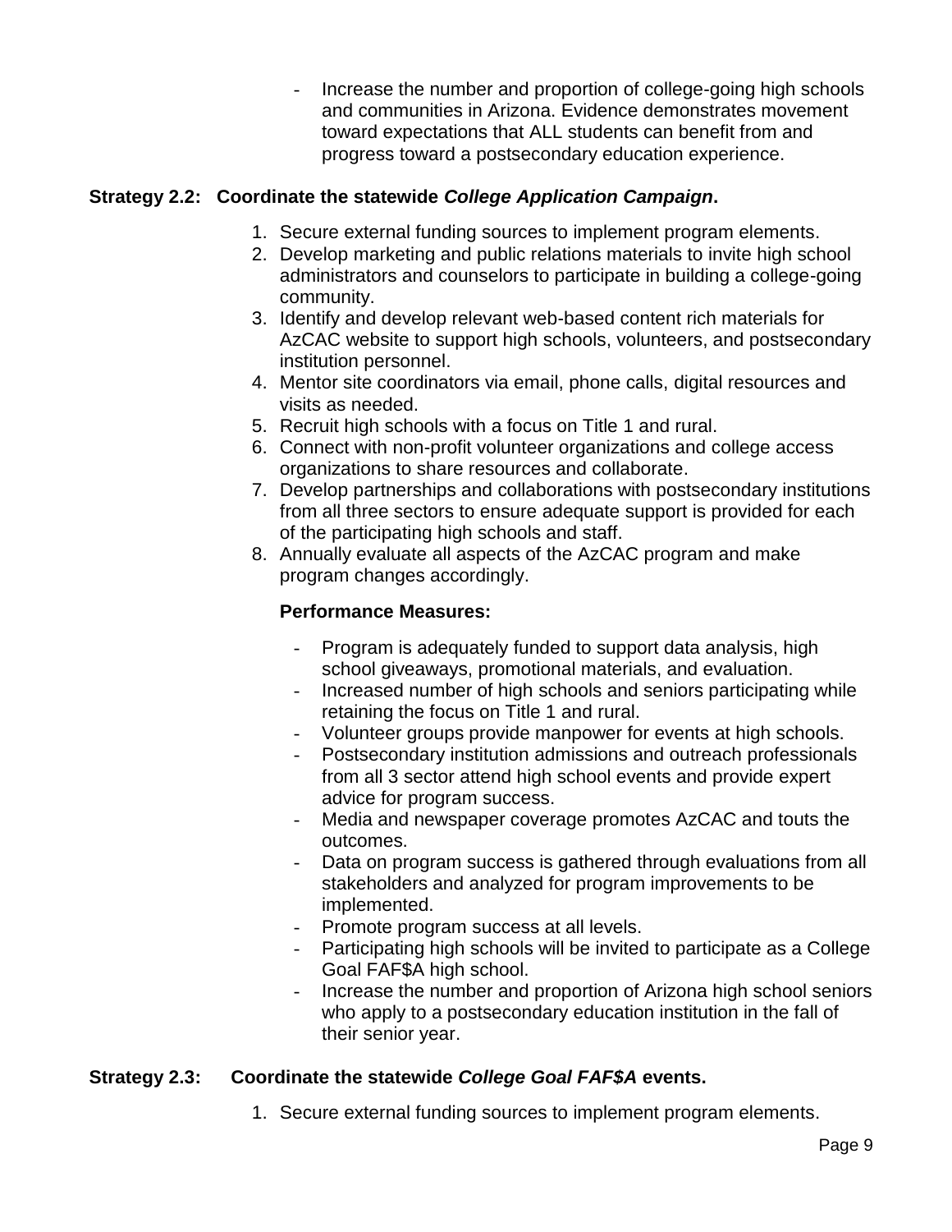- Increase the number and proportion of college-going high schools and communities in Arizona. Evidence demonstrates movement toward expectations that ALL students can benefit from and progress toward a postsecondary education experience.

**Strategy 2.2: Coordinate the statewide *College Application Campaign*.**

1. Secure external funding sources to implement program elements.
2. Develop marketing and public relations materials to invite high school administrators and counselors to participate in building a college-going community.
3. Identify and develop relevant web-based content rich materials for AzCAC website to support high schools, volunteers, and postsecondary institution personnel.
4. Mentor site coordinators via email, phone calls, digital resources and visits as needed.
5. Recruit high schools with a focus on Title 1 and rural.
6. Connect with non-profit volunteer organizations and college access organizations to share resources and collaborate.
7. Develop partnerships and collaborations with postsecondary institutions from all three sectors to ensure adequate support is provided for each of the participating high schools and staff.
8. Annually evaluate all aspects of the AzCAC program and make program changes accordingly.

**Performance Measures:**

- Program is adequately funded to support data analysis, high school giveaways, promotional materials, and evaluation.
- Increased number of high schools and seniors participating while retaining the focus on Title 1 and rural.
- Volunteer groups provide manpower for events at high schools.
- Postsecondary institution admissions and outreach professionals from all 3 sector attend high school events and provide expert advice for program success.
- Media and newspaper coverage promotes AzCAC and touts the outcomes.
- Data on program success is gathered through evaluations from all stakeholders and analyzed for program improvements to be implemented.
- Promote program success at all levels.
- Participating high schools will be invited to participate as a College Goal FAF$A high school.
- Increase the number and proportion of Arizona high school seniors who apply to a postsecondary education institution in the fall of their senior year.

**Strategy 2.3: Coordinate the statewide *College Goal FAF$A* events.**

1. Secure external funding sources to implement program elements.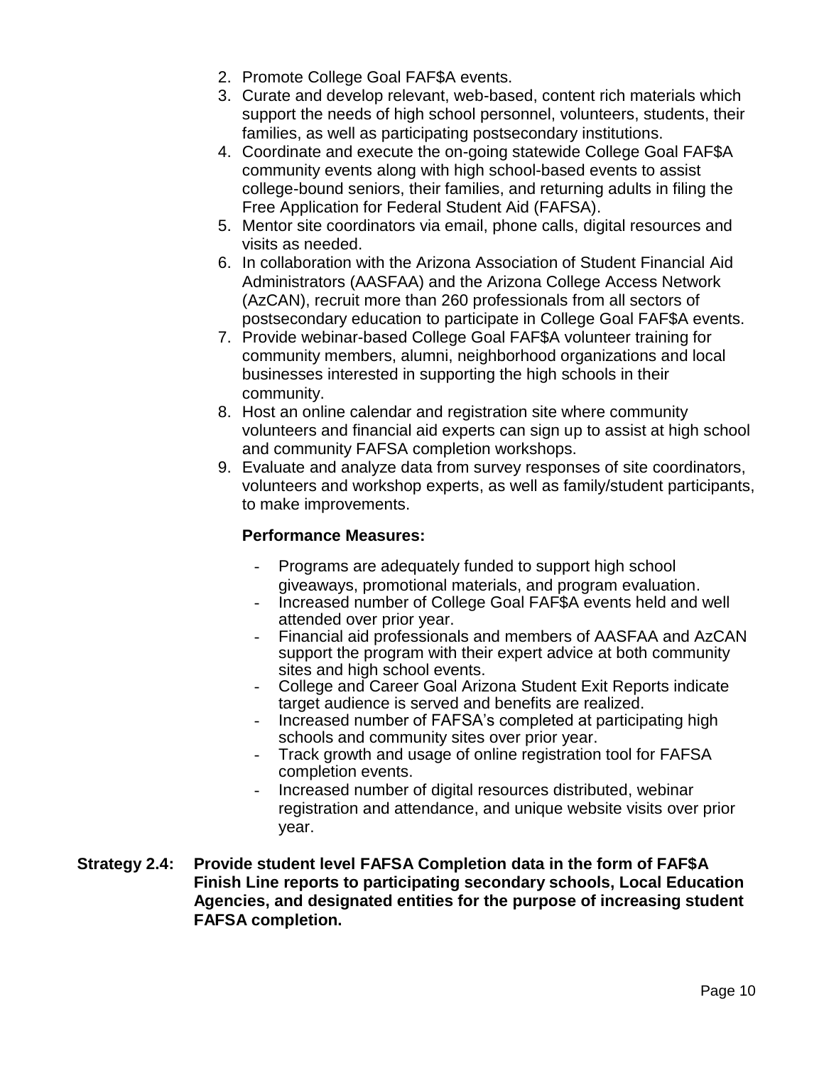2. Promote College Goal FAF$A events.
3. Curate and develop relevant, web-based, content rich materials which support the needs of high school personnel, volunteers, students, their families, as well as participating postsecondary institutions.
4. Coordinate and execute the on-going statewide College Goal FAF$A community events along with high school-based events to assist college-bound seniors, their families, and returning adults in filing the Free Application for Federal Student Aid (FAFSA).
5. Mentor site coordinators via email, phone calls, digital resources and visits as needed.
6. In collaboration with the Arizona Association of Student Financial Aid Administrators (AASFAA) and the Arizona College Access Network (AzCAN), recruit more than 260 professionals from all sectors of postsecondary education to participate in College Goal FAF$A events.
7. Provide webinar-based College Goal FAF$A volunteer training for community members, alumni, neighborhood organizations and local businesses interested in supporting the high schools in their community.
8. Host an online calendar and registration site where community volunteers and financial aid experts can sign up to assist at high school and community FAFSA completion workshops.
9. Evaluate and analyze data from survey responses of site coordinators, volunteers and workshop experts, as well as family/student participants, to make improvements.

**Performance Measures:**

- Programs are adequately funded to support high school giveaways, promotional materials, and program evaluation.
- Increased number of College Goal FAF$A events held and well attended over prior year.
- Financial aid professionals and members of AASFAA and AzCAN support the program with their expert advice at both community sites and high school events.
- College and Career Goal Arizona Student Exit Reports indicate target audience is served and benefits are realized.
- Increased number of FAFSA's completed at participating high schools and community sites over prior year.
- Track growth and usage of online registration tool for FAFSA completion events.
- Increased number of digital resources distributed, webinar registration and attendance, and unique website visits over prior year.

**Strategy 2.4: Provide student level FAFSA Completion data in the form of FAF$A Finish Line reports to participating secondary schools, Local Education Agencies, and designated entities for the purpose of increasing student FAFSA completion.**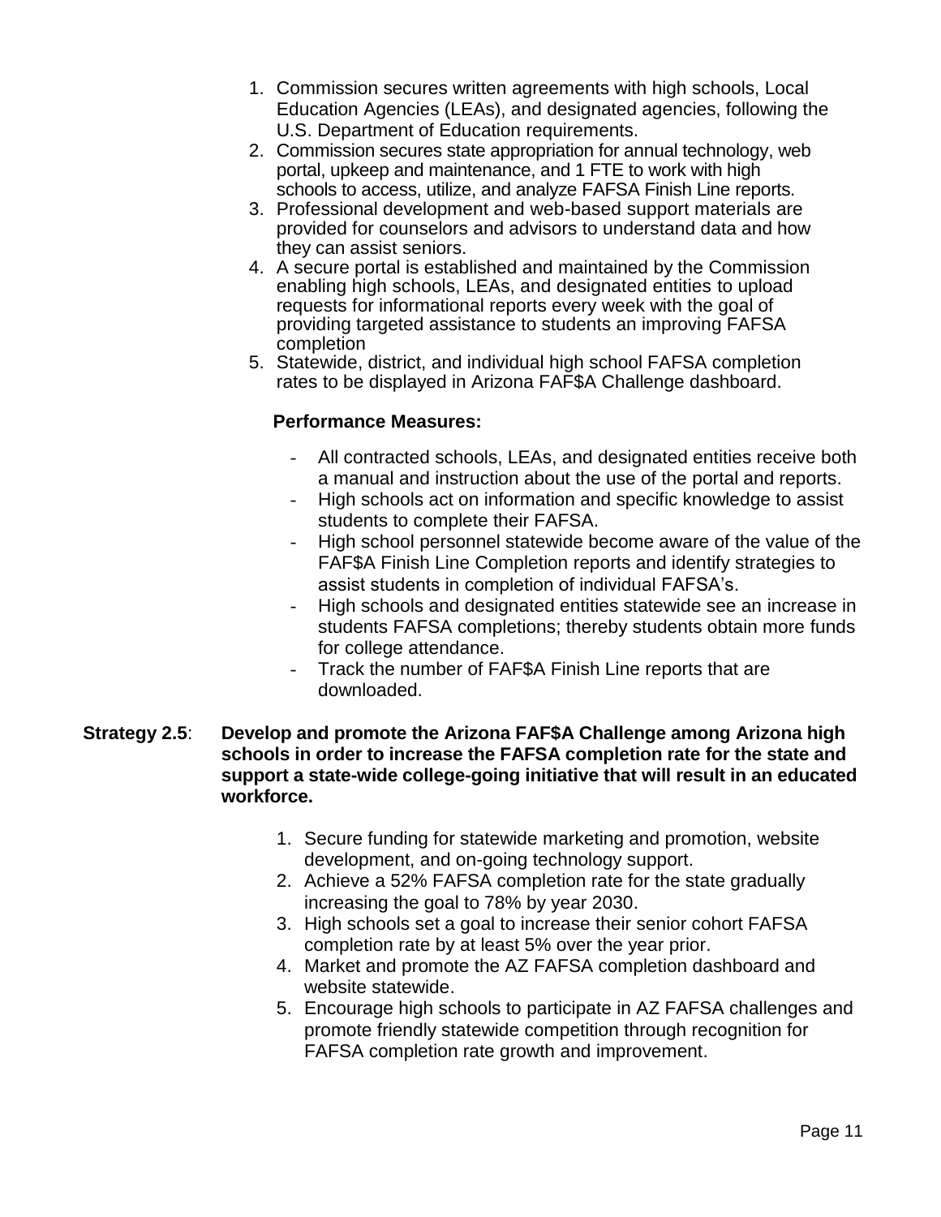1. Commission secures written agreements with high schools, Local Education Agencies (LEAs), and designated agencies, following the U.S. Department of Education requirements.
2. Commission secures state appropriation for annual technology, web portal, upkeep and maintenance, and 1 FTE to work with high schools to access, utilize, and analyze FAFSA Finish Line reports.
3. Professional development and web-based support materials are provided for counselors and advisors to understand data and how they can assist seniors.
4. A secure portal is established and maintained by the Commission enabling high schools, LEAs, and designated entities to upload requests for informational reports every week with the goal of providing targeted assistance to students an improving FAFSA completion
5. Statewide, district, and individual high school FAFSA completion rates to be displayed in Arizona FAF$A Challenge dashboard.

**Performance Measures:**

- All contracted schools, LEAs, and designated entities receive both a manual and instruction about the use of the portal and reports.
- High schools act on information and specific knowledge to assist students to complete their FAFSA.
- High school personnel statewide become aware of the value of the FAF$A Finish Line Completion reports and identify strategies to assist students in completion of individual FAFSA's.
- High schools and designated entities statewide see an increase in students FAFSA completions; thereby students obtain more funds for college attendance.
- Track the number of FAF$A Finish Line reports that are downloaded.

**Strategy 2.5**: **Develop and promote the Arizona FAF$A Challenge among Arizona high schools in order to increase the FAFSA completion rate for the state and support a state-wide college-going initiative that will result in an educated workforce.**

1. Secure funding for statewide marketing and promotion, website development, and on-going technology support.
2. Achieve a 52% FAFSA completion rate for the state gradually increasing the goal to 78% by year 2030.
3. High schools set a goal to increase their senior cohort FAFSA completion rate by at least 5% over the year prior.
4. Market and promote the AZ FAFSA completion dashboard and website statewide.
5. Encourage high schools to participate in AZ FAFSA challenges and promote friendly statewide competition through recognition for FAFSA completion rate growth and improvement.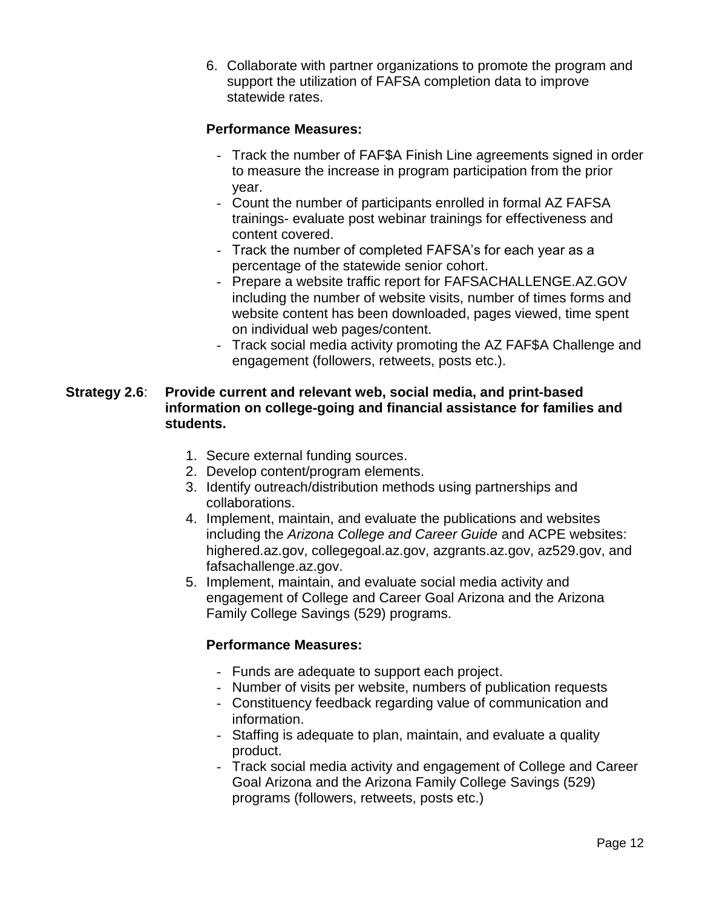6. Collaborate with partner organizations to promote the program and support the utilization of FAFSA completion data to improve statewide rates.

**Performance Measures:**

- Track the number of FAF$A Finish Line agreements signed in order to measure the increase in program participation from the prior year.
- Count the number of participants enrolled in formal AZ FAFSA trainings- evaluate post webinar trainings for effectiveness and content covered.
- Track the number of completed FAFSA's for each year as a percentage of the statewide senior cohort.
- Prepare a website traffic report for FAFSACHALLENGE.AZ.GOV including the number of website visits, number of times forms and website content has been downloaded, pages viewed, time spent on individual web pages/content.
- Track social media activity promoting the AZ FAF$A Challenge and engagement (followers, retweets, posts etc.).

**Strategy 2.6**: **Provide current and relevant web, social media, and print-based information on college-going and financial assistance for families and students.**

1. Secure external funding sources.
2. Develop content/program elements.
3. Identify outreach/distribution methods using partnerships and collaborations.
4. Implement, maintain, and evaluate the publications and websites including the *Arizona College and Career Guide* and ACPE websites: highered.az.gov, collegegoal.az.gov, azgrants.az.gov, az529.gov, and fafsachallenge.az.gov.
5. Implement, maintain, and evaluate social media activity and engagement of College and Career Goal Arizona and the Arizona Family College Savings (529) programs.

**Performance Measures:**

- Funds are adequate to support each project.
- Number of visits per website, numbers of publication requests
- Constituency feedback regarding value of communication and information.
- Staffing is adequate to plan, maintain, and evaluate a quality product.
- Track social media activity and engagement of College and Career Goal Arizona and the Arizona Family College Savings (529) programs (followers, retweets, posts etc.)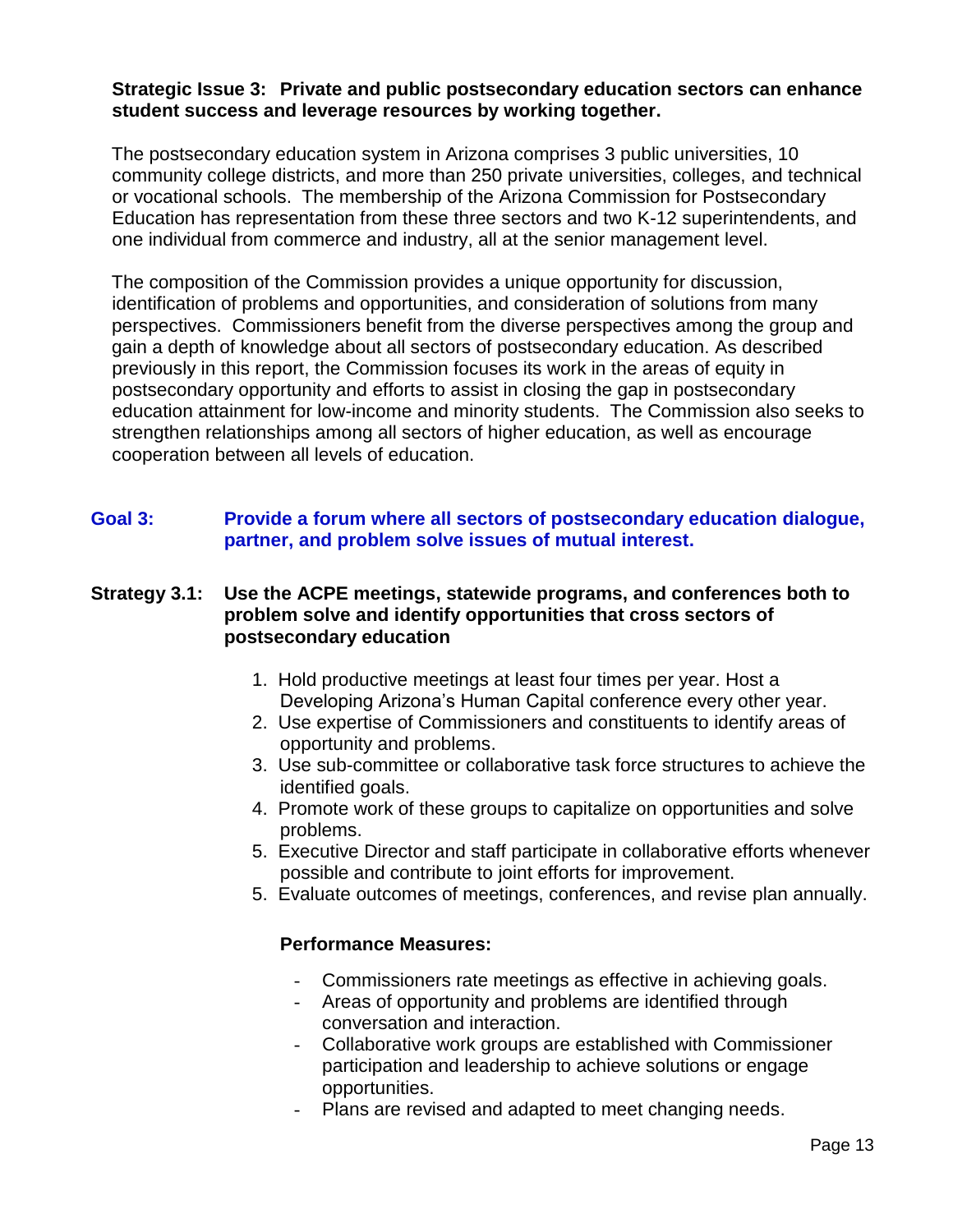**Strategic Issue 3: Private and public postsecondary education sectors can enhance student success and leverage resources by working together.**

The postsecondary education system in Arizona comprises 3 public universities, 10 community college districts, and more than 250 private universities, colleges, and technical or vocational schools. The membership of the Arizona Commission for Postsecondary Education has representation from these three sectors and two K-12 superintendents, and one individual from commerce and industry, all at the senior management level.

The composition of the Commission provides a unique opportunity for discussion, identification of problems and opportunities, and consideration of solutions from many perspectives. Commissioners benefit from the diverse perspectives among the group and gain a depth of knowledge about all sectors of postsecondary education. As described previously in this report, the Commission focuses its work in the areas of equity in postsecondary opportunity and efforts to assist in closing the gap in postsecondary education attainment for low-income and minority students. The Commission also seeks to strengthen relationships among all sectors of higher education, as well as encourage cooperation between all levels of education.

**Goal 3: Provide a forum where all sectors of postsecondary education dialogue, partner, and problem solve issues of mutual interest.**

**Strategy 3.1: Use the ACPE meetings, statewide programs, and conferences both to problem solve and identify opportunities that cross sectors of postsecondary education**

1. Hold productive meetings at least four times per year. Host a Developing Arizona's Human Capital conference every other year.
2. Use expertise of Commissioners and constituents to identify areas of opportunity and problems.
3. Use sub-committee or collaborative task force structures to achieve the identified goals.
4. Promote work of these groups to capitalize on opportunities and solve problems.
5. Executive Director and staff participate in collaborative efforts whenever possible and contribute to joint efforts for improvement.
5. Evaluate outcomes of meetings, conferences, and revise plan annually.

**Performance Measures:**

- Commissioners rate meetings as effective in achieving goals.
- Areas of opportunity and problems are identified through conversation and interaction.
- Collaborative work groups are established with Commissioner participation and leadership to achieve solutions or engage opportunities.
- Plans are revised and adapted to meet changing needs.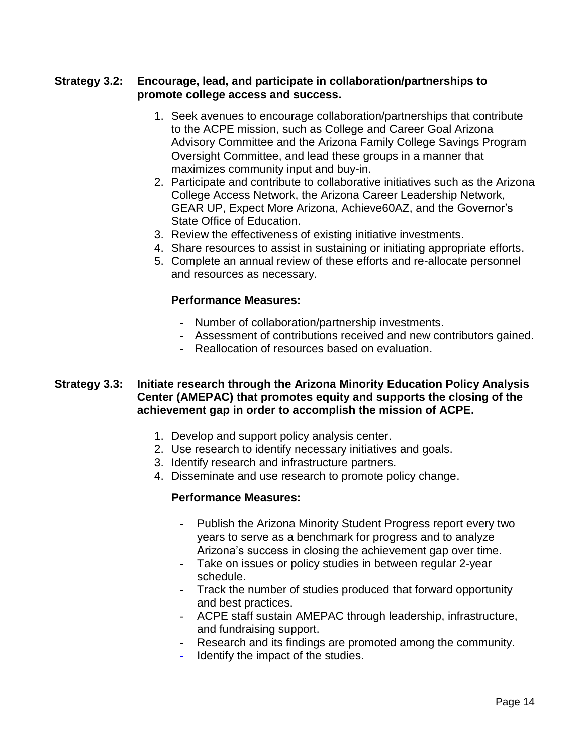**Strategy 3.2: Encourage, lead, and participate in collaboration/partnerships to promote college access and success.**

1. Seek avenues to encourage collaboration/partnerships that contribute to the ACPE mission, such as College and Career Goal Arizona Advisory Committee and the Arizona Family College Savings Program Oversight Committee, and lead these groups in a manner that maximizes community input and buy-in.
2. Participate and contribute to collaborative initiatives such as the Arizona College Access Network, the Arizona Career Leadership Network, GEAR UP, Expect More Arizona, Achieve60AZ, and the Governor's State Office of Education.
3. Review the effectiveness of existing initiative investments.
4. Share resources to assist in sustaining or initiating appropriate efforts.
5. Complete an annual review of these efforts and re-allocate personnel and resources as necessary.

**Performance Measures:**

- Number of collaboration/partnership investments.
- Assessment of contributions received and new contributors gained.
- Reallocation of resources based on evaluation.

**Strategy 3.3: Initiate research through the Arizona Minority Education Policy Analysis Center (AMEPAC) that promotes equity and supports the closing of the achievement gap in order to accomplish the mission of ACPE.**

1. Develop and support policy analysis center.
2. Use research to identify necessary initiatives and goals.
3. Identify research and infrastructure partners.
4. Disseminate and use research to promote policy change.

**Performance Measures:**

- Publish the Arizona Minority Student Progress report every two years to serve as a benchmark for progress and to analyze Arizona's success in closing the achievement gap over time.
- Take on issues or policy studies in between regular 2-year schedule.
- Track the number of studies produced that forward opportunity and best practices.
- ACPE staff sustain AMEPAC through leadership, infrastructure, and fundraising support.
- Research and its findings are promoted among the community.
- Identify the impact of the studies.